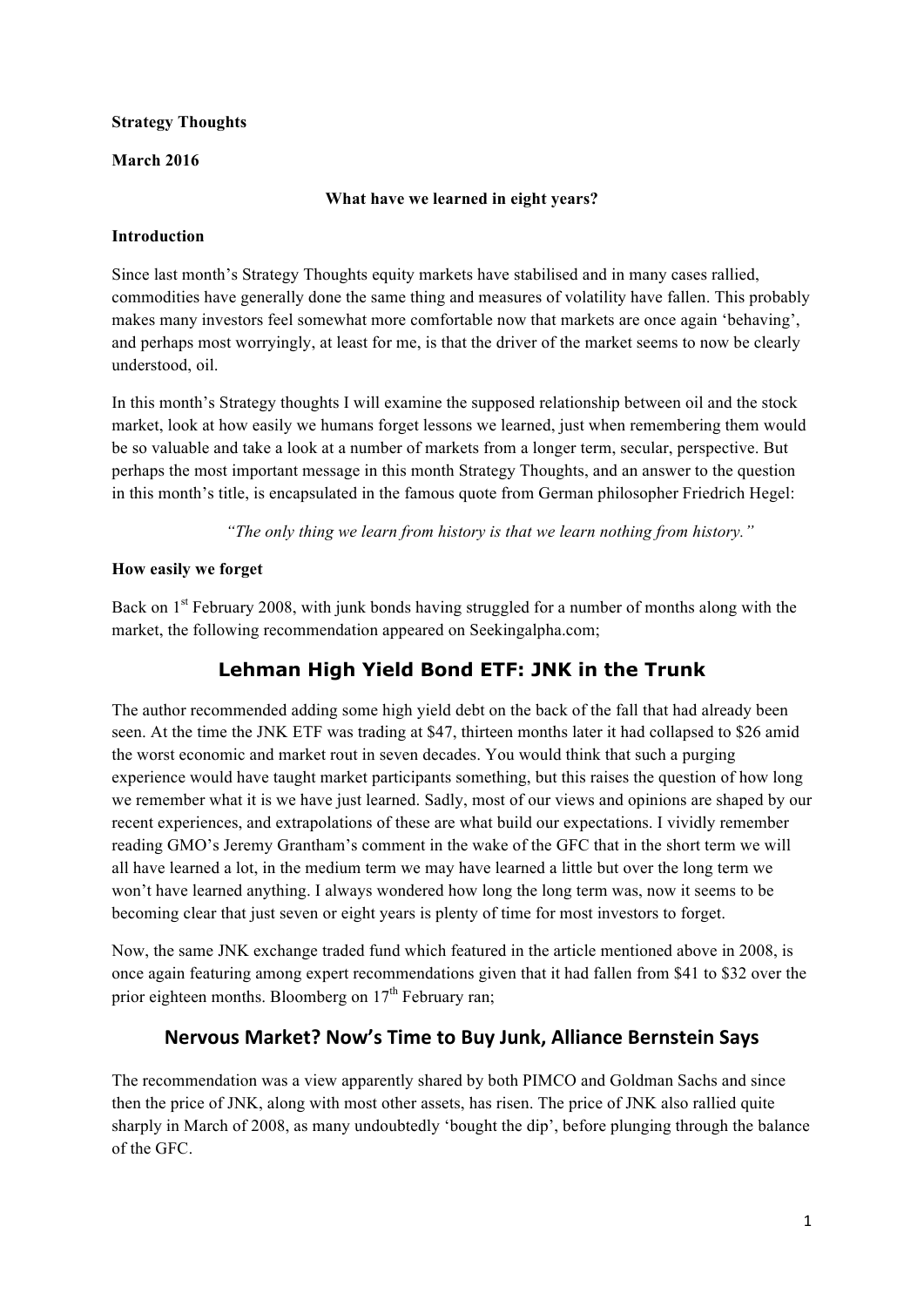**Strategy Thoughts**

**March 2016**

## What have we learned in eight years?

### Introduction

Since last month's Strategy Thoughts equity markets have stabilised and in many cases rallied, commodities have generally done the same thing and measures of volatility have fallen. This probably makes many investors feel somewhat more comfortable now that markets are once again 'behaving', and perhaps most worryingly, at least for me, is that the driver of the market seems to now be clearly understood, oil.

In this month's Strategy thoughts I will examine the supposed relationship between oil and the stock market, look at how easily we humans forget lessons we learned, just when remembering them would be so valuable and take a look at a number of markets from a longer term, secular, perspective. But perhaps the most important message in this month Strategy Thoughts, and an answer to the question in this month's title, is encapsulated in the famous quote from German philosopher Friedrich Hegel:

> *"The only thing we learn from history is that we learn nothing from history."*

### How easily we forget

Back on 1st February 2008, with junk bonds having struggled for a number of months along with the market, the following recommendation appeared on Seekingalpha.com;

**Lehman High Yield Bond ETF: JNK in the Trunk**

The author recommended adding some high yield debt on the back of the fall that had already been seen. At the time the JNK ETF was trading at $47, thirteen months later it had collapsed to $26 amid the worst economic and market rout in seven decades. You would think that such a purging experience would have taught market participants something, but this raises the question of how long we remember what it is we have just learned. Sadly, most of our views and opinions are shaped by our recent experiences, and extrapolations of these are what build our expectations. I vividly remember reading GMO's Jeremy Grantham's comment in the wake of the GFC that in the short term we will all have learned a lot, in the medium term we may have learned a little but over the long term we won't have learned anything. I always wondered how long the long term was, now it seems to be becoming clear that just seven or eight years is plenty of time for most investors to forget.

Now, the same JNK exchange traded fund which featured in the article mentioned above in 2008, is once again featuring among expert recommendations given that it had fallen from $41 to $32 over the prior eighteen months. Bloomberg on 17th February ran;

**Nervous Market? Now's Time to Buy Junk, Alliance Bernstein Says**

The recommendation was a view apparently shared by both PIMCO and Goldman Sachs and since then the price of JNK, along with most other assets, has risen. The price of JNK also rallied quite sharply in March of 2008, as many undoubtedly 'bought the dip', before plunging through the balance of the GFC.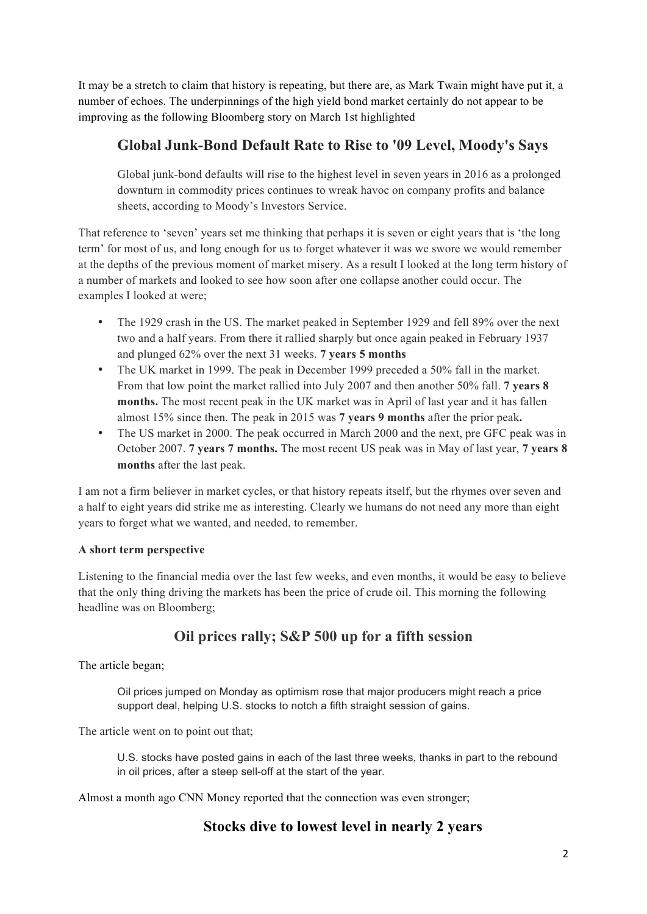It may be a stretch to claim that history is repeating, but there are, as Mark Twain might have put it, a number of echoes. The underpinnings of the high yield bond market certainly do not appear to be improving as the following Bloomberg story on March 1st highlighted

## Global Junk-Bond Default Rate to Rise to '09 Level, Moody's Says

> Global junk-bond defaults will rise to the highest level in seven years in 2016 as a prolonged downturn in commodity prices continues to wreak havoc on company profits and balance sheets, according to Moody's Investors Service.

That reference to 'seven' years set me thinking that perhaps it is seven or eight years that is 'the long term' for most of us, and long enough for us to forget whatever it was we swore we would remember at the depths of the previous moment of market misery. As a result I looked at the long term history of a number of markets and looked to see how soon after one collapse another could occur. The examples I looked at were;

- The 1929 crash in the US. The market peaked in September 1929 and fell 89% over the next two and a half years. From there it rallied sharply but once again peaked in February 1937 and plunged 62% over the next 31 weeks. **7 years 5 months**
- The UK market in 1999. The peak in December 1999 preceded a 50% fall in the market. From that low point the market rallied into July 2007 and then another 50% fall. **7 years 8 months.** The most recent peak in the UK market was in April of last year and it has fallen almost 15% since then. The peak in 2015 was **7 years 9 months** after the prior peak**.**
- The US market in 2000. The peak occurred in March 2000 and the next, pre GFC peak was in October 2007. **7 years 7 months.** The most recent US peak was in May of last year, **7 years 8 months** after the last peak.

I am not a firm believer in market cycles, or that history repeats itself, but the rhymes over seven and a half to eight years did strike me as interesting. Clearly we humans do not need any more than eight years to forget what we wanted, and needed, to remember.

**A short term perspective**

Listening to the financial media over the last few weeks, and even months, it would be easy to believe that the only thing driving the markets has been the price of crude oil. This morning the following headline was on Bloomberg;

## Oil prices rally; S&P 500 up for a fifth session

The article began;

> Oil prices jumped on Monday as optimism rose that major producers might reach a price support deal, helping U.S. stocks to notch a fifth straight session of gains.

The article went on to point out that;

> U.S. stocks have posted gains in each of the last three weeks, thanks in part to the rebound in oil prices, after a steep sell-off at the start of the year.

Almost a month ago CNN Money reported that the connection was even stronger;

## Stocks dive to lowest level in nearly 2 years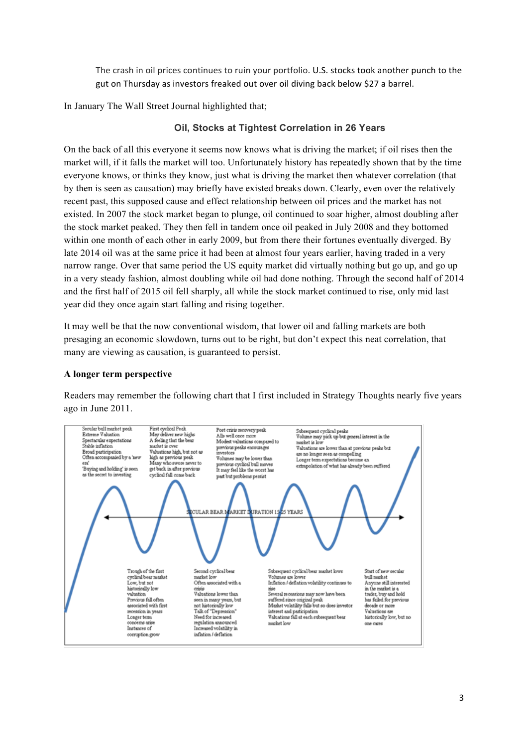The crash in oil prices continues to ruin your portfolio. U.S. stocks took another punch to the gut on Thursday as investors freaked out over oil diving back below $27 a barrel.

In January The Wall Street Journal highlighted that;

**Oil, Stocks at Tightest Correlation in 26 Years**

On the back of all this everyone it seems now knows what is driving the market; if oil rises then the market will, if it falls the market will too. Unfortunately history has repeatedly shown that by the time everyone knows, or thinks they know, just what is driving the market then whatever correlation (that by then is seen as causation) may briefly have existed breaks down. Clearly, even over the relatively recent past, this supposed cause and effect relationship between oil prices and the market has not existed. In 2007 the stock market began to plunge, oil continued to soar higher, almost doubling after the stock market peaked. They then fell in tandem once oil peaked in July 2008 and they bottomed within one month of each other in early 2009, but from there their fortunes eventually diverged. By late 2014 oil was at the same price it had been at almost four years earlier, having traded in a very narrow range. Over that same period the US equity market did virtually nothing but go up, and go up in a very steady fashion, almost doubling while oil had done nothing. Through the second half of 2014 and the first half of 2015 oil fell sharply, all while the stock market continued to rise, only mid last year did they once again start falling and rising together.

It may well be that the now conventional wisdom, that lower oil and falling markets are both presaging an economic slowdown, turns out to be right, but don't expect this neat correlation, that many are viewing as causation, is guaranteed to persist.

**A longer term perspective**

Readers may remember the following chart that I first included in Strategy Thoughts nearly five years ago in June 2011.

Secular bull market peak
Extreme Valuation
Spectacular expectations
Stable inflation
Broad participation
Often accompanied by a 'new era'
'Buying and holding' is seen as the secret to investing

First cyclical Peak
May deliver new highs
A feeling that the bear market is over
Valuations high, but not as high as previous peak
Many who swore never to get back in after previous cyclical fall come back

Post crisis recovery peak
Alls well once more
Modest valuations compared to previous peaks encourages investors
Volumes may be lower than previous cyclical bull moves
It may feel like the worst has past but problems persist

Subsequent cyclical peaks
Volume may pick up but general interest in the market is low
Valuations are lower than at previous peaks but are no longer seen as compelling
Longer term expectations become an extrapolation of what has already been suffered

SECULAR BEAR MARKET DURATION 15-25 YEARS

Trough of the first cyclical bear market
Low, but not historically low valuation
Previous fall often associated with first recession in years
Longer term concerns arise
Instances of corruption grow

Second cyclical bear market low
Often associated with a crisis
Valuations lower than seen in many years, but not historically low
Talk of "Depression"
Need for increased regulation announced
Increased volatility in inflation / deflation

Subsequent cyclical bear market lows
Volumes are lower
Inflation / deflation volatility continues to rise
Several recessions may now have been suffered since original peak
Market volatility falls but so does investor interest and participation
Valuations fall at each subsequent bear market low

Start of new secular bull market
Anyone still interested in the market is a trader, buy and hold has failed for previous decade or more
Valuations are historically low, but no one cares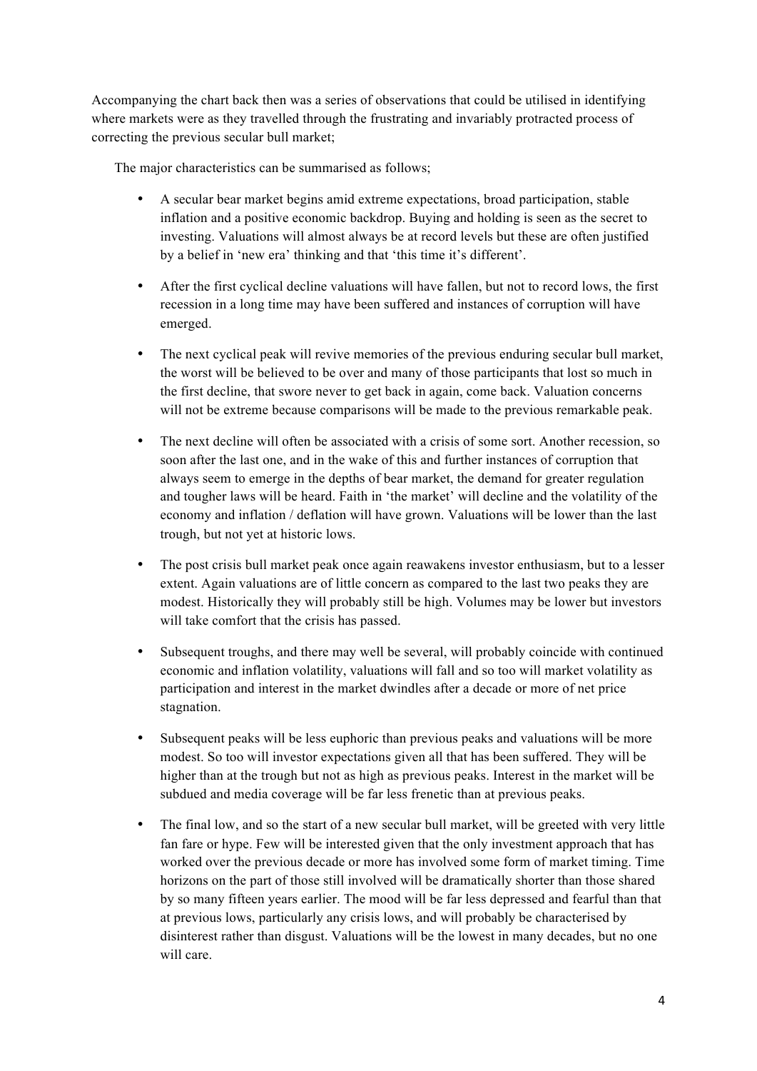Accompanying the chart back then was a series of observations that could be utilised in identifying where markets were as they travelled through the frustrating and invariably protracted process of correcting the previous secular bull market;

The major characteristics can be summarised as follows;

- A secular bear market begins amid extreme expectations, broad participation, stable inflation and a positive economic backdrop. Buying and holding is seen as the secret to investing. Valuations will almost always be at record levels but these are often justified by a belief in 'new era' thinking and that 'this time it's different'.

- After the first cyclical decline valuations will have fallen, but not to record lows, the first recession in a long time may have been suffered and instances of corruption will have emerged.

- The next cyclical peak will revive memories of the previous enduring secular bull market, the worst will be believed to be over and many of those participants that lost so much in the first decline, that swore never to get back in again, come back. Valuation concerns will not be extreme because comparisons will be made to the previous remarkable peak.

- The next decline will often be associated with a crisis of some sort. Another recession, so soon after the last one, and in the wake of this and further instances of corruption that always seem to emerge in the depths of bear market, the demand for greater regulation and tougher laws will be heard. Faith in 'the market' will decline and the volatility of the economy and inflation / deflation will have grown. Valuations will be lower than the last trough, but not yet at historic lows.

- The post crisis bull market peak once again reawakens investor enthusiasm, but to a lesser extent. Again valuations are of little concern as compared to the last two peaks they are modest. Historically they will probably still be high. Volumes may be lower but investors will take comfort that the crisis has passed.

- Subsequent troughs, and there may well be several, will probably coincide with continued economic and inflation volatility, valuations will fall and so too will market volatility as participation and interest in the market dwindles after a decade or more of net price stagnation.

- Subsequent peaks will be less euphoric than previous peaks and valuations will be more modest. So too will investor expectations given all that has been suffered. They will be higher than at the trough but not as high as previous peaks. Interest in the market will be subdued and media coverage will be far less frenetic than at previous peaks.

- The final low, and so the start of a new secular bull market, will be greeted with very little fan fare or hype. Few will be interested given that the only investment approach that has worked over the previous decade or more has involved some form of market timing. Time horizons on the part of those still involved will be dramatically shorter than those shared by so many fifteen years earlier. The mood will be far less depressed and fearful than that at previous lows, particularly any crisis lows, and will probably be characterised by disinterest rather than disgust. Valuations will be the lowest in many decades, but no one will care.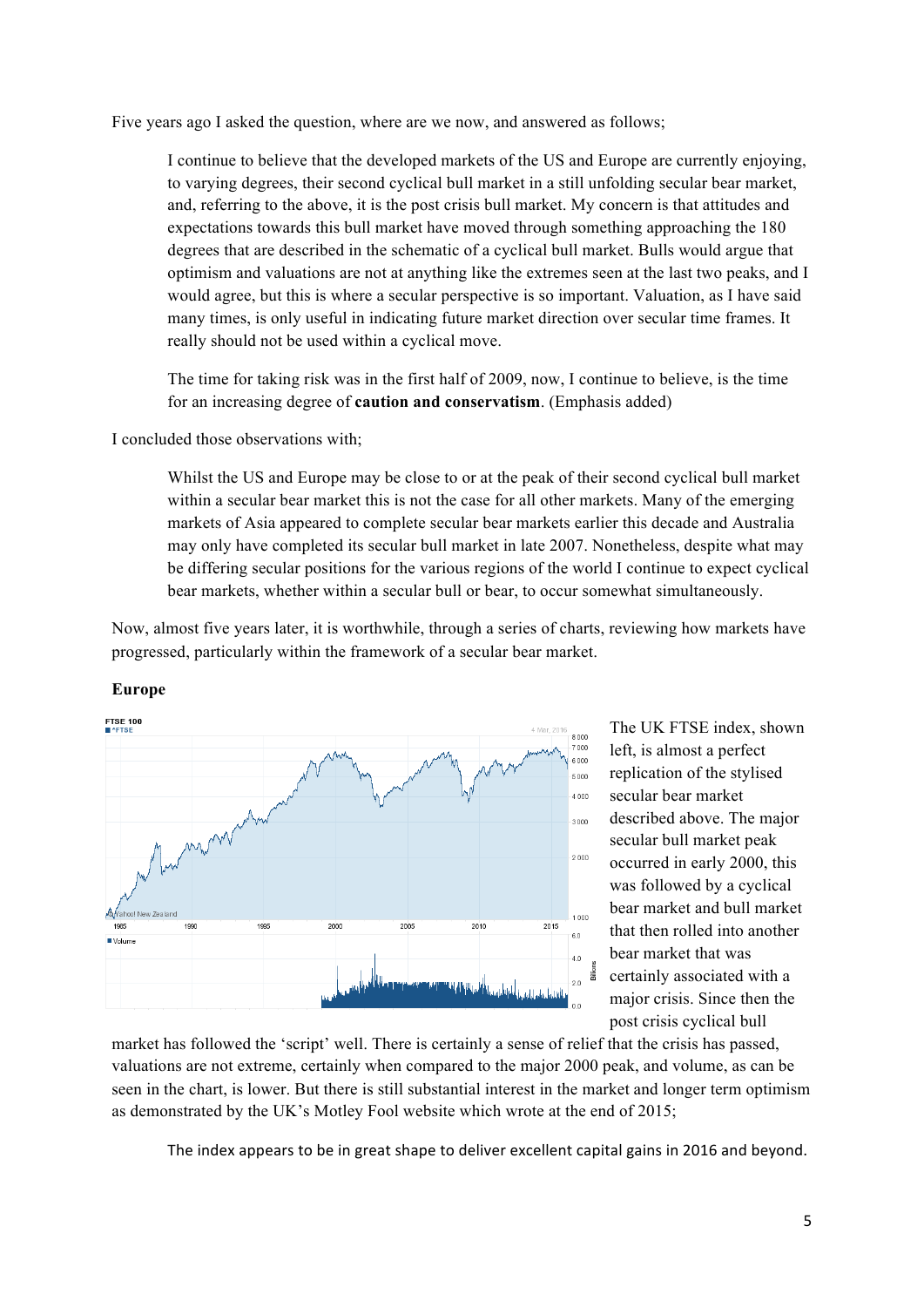Five years ago I asked the question, where are we now, and answered as follows;

> I continue to believe that the developed markets of the US and Europe are currently enjoying, to varying degrees, their second cyclical bull market in a still unfolding secular bear market, and, referring to the above, it is the post crisis bull market. My concern is that attitudes and expectations towards this bull market have moved through something approaching the 180 degrees that are described in the schematic of a cyclical bull market. Bulls would argue that optimism and valuations are not at anything like the extremes seen at the last two peaks, and I would agree, but this is where a secular perspective is so important. Valuation, as I have said many times, is only useful in indicating future market direction over secular time frames. It really should not be used within a cyclical move.
>
> The time for taking risk was in the first half of 2009, now, I continue to believe, is the time for an increasing degree of **caution and conservatism**. (Emphasis added)

I concluded those observations with;

> Whilst the US and Europe may be close to or at the peak of their second cyclical bull market within a secular bear market this is not the case for all other markets. Many of the emerging markets of Asia appeared to complete secular bear markets earlier this decade and Australia may only have completed its secular bull market in late 2007. Nonetheless, despite what may be differing secular positions for the various regions of the world I continue to expect cyclical bear markets, whether within a secular bull or bear, to occur somewhat simultaneously.

Now, almost five years later, it is worthwhile, through a series of charts, reviewing how markets have progressed, particularly within the framework of a secular bear market.

**Europe**

The UK FTSE index, shown left, is almost a perfect replication of the stylised secular bear market described above. The major secular bull market peak occurred in early 2000, this was followed by a cyclical bear market and bull market that then rolled into another bear market that was certainly associated with a major crisis. Since then the post crisis cyclical bull market has followed the 'script' well. There is certainly a sense of relief that the crisis has passed, valuations are not extreme, certainly when compared to the major 2000 peak, and volume, as can be seen in the chart, is lower. But there is still substantial interest in the market and longer term optimism as demonstrated by the UK's Motley Fool website which wrote at the end of 2015;

> The index appears to be in great shape to deliver excellent capital gains in 2016 and beyond.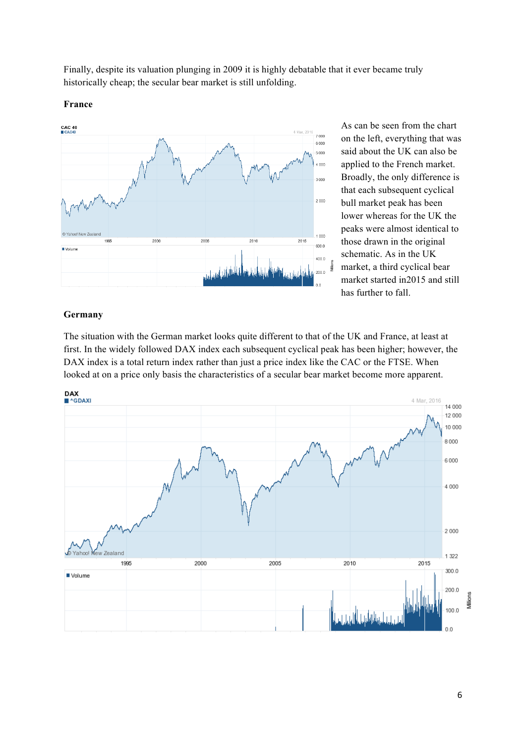Finally, despite its valuation plunging in 2009 it is highly debatable that it ever became truly historically cheap; the secular bear market is still unfolding.

**France**

As can be seen from the chart on the left, everything that was said about the UK can also be applied to the French market. Broadly, the only difference is that each subsequent cyclical bull market peak has been lower whereas for the UK the peaks were almost identical to those drawn in the original schematic. As in the UK market, a third cyclical bear market started in2015 and still has further to fall.

**Germany**

The situation with the German market looks quite different to that of the UK and France, at least at first. In the widely followed DAX index each subsequent cyclical peak has been higher; however, the DAX index is a total return index rather than just a price index like the CAC or the FTSE. When looked at on a price only basis the characteristics of a secular bear market become more apparent.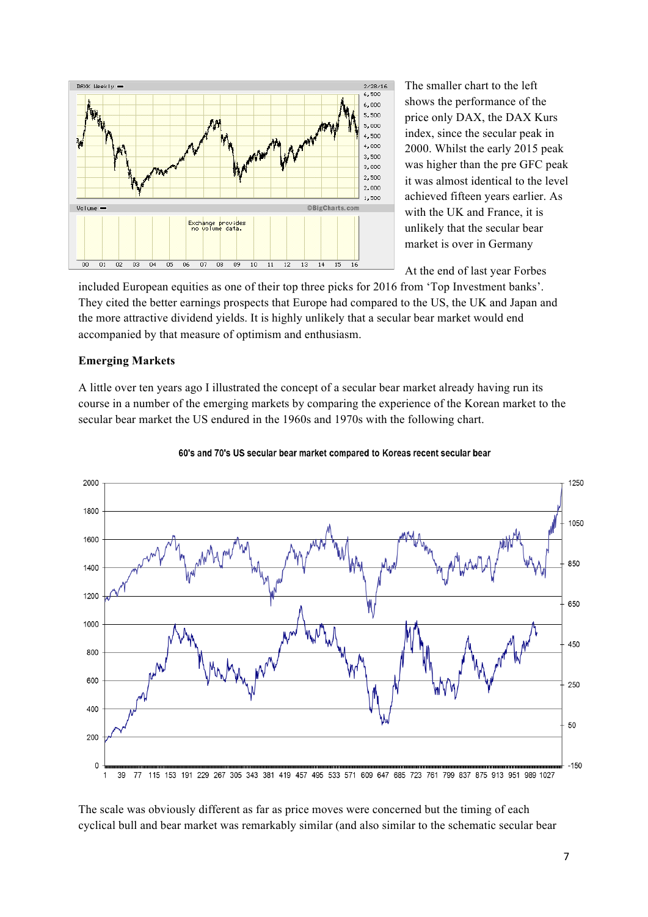The smaller chart to the left shows the performance of the price only DAX, the DAX Kurs index, since the secular peak in 2000. Whilst the early 2015 peak was higher than the pre GFC peak it was almost identical to the level achieved fifteen years earlier. As with the UK and France, it is unlikely that the secular bear market is over in Germany

At the end of last year Forbes included European equities as one of their top three picks for 2016 from 'Top Investment banks'. They cited the better earnings prospects that Europe had compared to the US, the UK and Japan and the more attractive dividend yields. It is highly unlikely that a secular bear market would end accompanied by that measure of optimism and enthusiasm.

**Emerging Markets**

A little over ten years ago I illustrated the concept of a secular bear market already having run its course in a number of the emerging markets by comparing the experience of the Korean market to the secular bear market the US endured in the 1960s and 1970s with the following chart.

60's and 70's US secular bear market compared to Koreas recent secular bear

The scale was obviously different as far as price moves were concerned but the timing of each cyclical bull and bear market was remarkably similar (and also similar to the schematic secular bear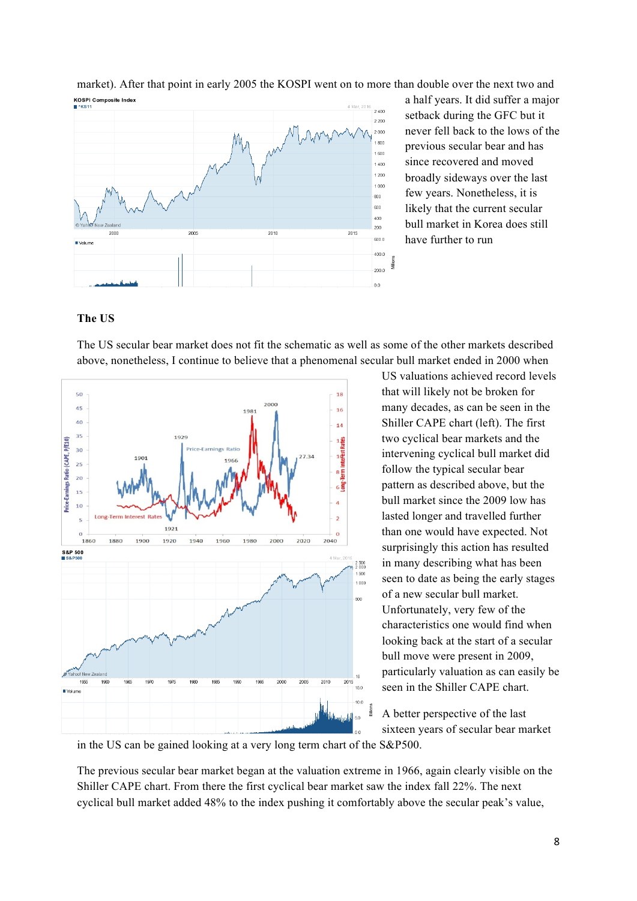market). After that point in early 2005 the KOSPI went on to more than double over the next two and a half years. It did suffer a major setback during the GFC but it never fell back to the lows of the previous secular bear and has since recovered and moved broadly sideways over the last few years. Nonetheless, it is likely that the current secular bull market in Korea does still have further to run

**The US**

The US secular bear market does not fit the schematic as well as some of the other markets described above, nonetheless, I continue to believe that a phenomenal secular bull market ended in 2000 when US valuations achieved record levels that will likely not be broken for many decades, as can be seen in the Shiller CAPE chart (left). The first two cyclical bear markets and the intervening cyclical bull market did follow the typical secular bear pattern as described above, but the bull market since the 2009 low has lasted longer and travelled further than one would have expected. Not surprisingly this action has resulted in many describing what has been seen to date as being the early stages of a new secular bull market. Unfortunately, very few of the characteristics one would find when looking back at the start of a secular bull move were present in 2009, particularly valuation as can easily be seen in the Shiller CAPE chart.

A better perspective of the last sixteen years of secular bear market in the US can be gained looking at a very long term chart of the S&P500.

The previous secular bear market began at the valuation extreme in 1966, again clearly visible on the Shiller CAPE chart. From there the first cyclical bear market saw the index fall 22%. The next cyclical bull market added 48% to the index pushing it comfortably above the secular peak's value,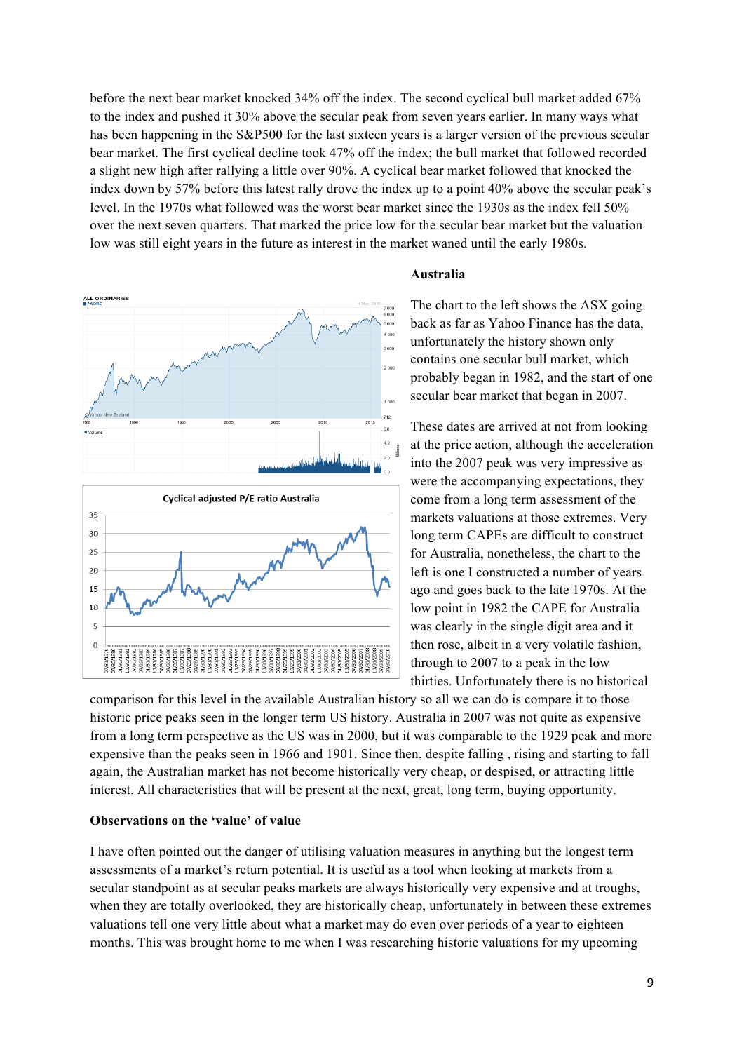before the next bear market knocked 34% off the index. The second cyclical bull market added 67% to the index and pushed it 30% above the secular peak from seven years earlier. In many ways what has been happening in the S&P500 for the last sixteen years is a larger version of the previous secular bear market. The first cyclical decline took 47% off the index; the bull market that followed recorded a slight new high after rallying a little over 90%. A cyclical bear market followed that knocked the index down by 57% before this latest rally drove the index up to a point 40% above the secular peak's level. In the 1970s what followed was the worst bear market since the 1930s as the index fell 50% over the next seven quarters. That marked the price low for the secular bear market but the valuation low was still eight years in the future as interest in the market waned until the early 1980s.

## Australia

The chart to the left shows the ASX going back as far as Yahoo Finance has the data, unfortunately the history shown only contains one secular bull market, which probably began in 1982, and the start of one secular bear market that began in 2007.

These dates are arrived at not from looking at the price action, although the acceleration into the 2007 peak was very impressive as were the accompanying expectations, they come from a long term assessment of the markets valuations at those extremes. Very long term CAPEs are difficult to construct for Australia, nonetheless, the chart to the left is one I constructed a number of years ago and goes back to the late 1970s. At the low point in 1982 the CAPE for Australia was clearly in the single digit area and it then rose, albeit in a very volatile fashion, through to 2007 to a peak in the low thirties. Unfortunately there is no historical comparison for this level in the available Australian history so all we can do is compare it to those historic price peaks seen in the longer term US history. Australia in 2007 was not quite as expensive from a long term perspective as the US was in 2000, but it was comparable to the 1929 peak and more expensive than the peaks seen in 1966 and 1901. Since then, despite falling , rising and starting to fall again, the Australian market has not become historically very cheap, or despised, or attracting little interest. All characteristics that will be present at the next, great, long term, buying opportunity.

## Observations on the 'value' of value

I have often pointed out the danger of utilising valuation measures in anything but the longest term assessments of a market's return potential. It is useful as a tool when looking at markets from a secular standpoint as at secular peaks markets are always historically very expensive and at troughs, when they are totally overlooked, they are historically cheap, unfortunately in between these extremes valuations tell one very little about what a market may do even over periods of a year to eighteen months. This was brought home to me when I was researching historic valuations for my upcoming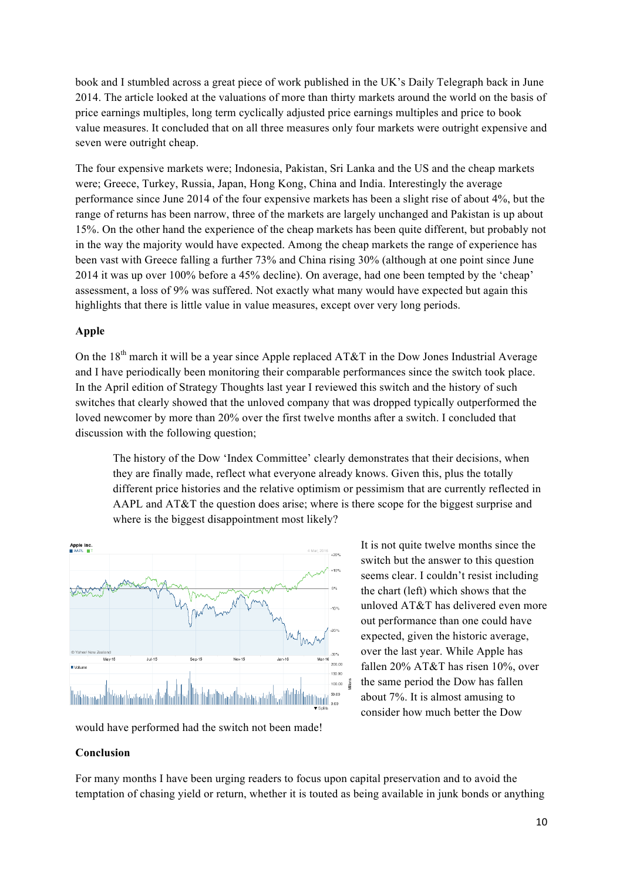book and I stumbled across a great piece of work published in the UK's Daily Telegraph back in June 2014. The article looked at the valuations of more than thirty markets around the world on the basis of price earnings multiples, long term cyclically adjusted price earnings multiples and price to book value measures. It concluded that on all three measures only four markets were outright expensive and seven were outright cheap.

The four expensive markets were; Indonesia, Pakistan, Sri Lanka and the US and the cheap markets were; Greece, Turkey, Russia, Japan, Hong Kong, China and India. Interestingly the average performance since June 2014 of the four expensive markets has been a slight rise of about 4%, but the range of returns has been narrow, three of the markets are largely unchanged and Pakistan is up about 15%. On the other hand the experience of the cheap markets has been quite different, but probably not in the way the majority would have expected. Among the cheap markets the range of experience has been vast with Greece falling a further 73% and China rising 30% (although at one point since June 2014 it was up over 100% before a 45% decline). On average, had one been tempted by the 'cheap' assessment, a loss of 9% was suffered. Not exactly what many would have expected but again this highlights that there is little value in value measures, except over very long periods.

### Apple

On the 18th march it will be a year since Apple replaced AT&T in the Dow Jones Industrial Average and I have periodically been monitoring their comparable performances since the switch took place. In the April edition of Strategy Thoughts last year I reviewed this switch and the history of such switches that clearly showed that the unloved company that was dropped typically outperformed the loved newcomer by more than 20% over the first twelve months after a switch. I concluded that discussion with the following question;

> The history of the Dow 'Index Committee' clearly demonstrates that their decisions, when they are finally made, reflect what everyone already knows. Given this, plus the totally different price histories and the relative optimism or pessimism that are currently reflected in AAPL and AT&T the question does arise; where is there scope for the biggest surprise and where is the biggest disappointment most likely?

It is not quite twelve months since the switch but the answer to this question seems clear. I couldn't resist including the chart (left) which shows that the unloved AT&T has delivered even more out performance than one could have expected, given the historic average, over the last year. While Apple has fallen 20% AT&T has risen 10%, over the same period the Dow has fallen about 7%. It is almost amusing to consider how much better the Dow would have performed had the switch not been made!

### Conclusion

For many months I have been urging readers to focus upon capital preservation and to avoid the temptation of chasing yield or return, whether it is touted as being available in junk bonds or anything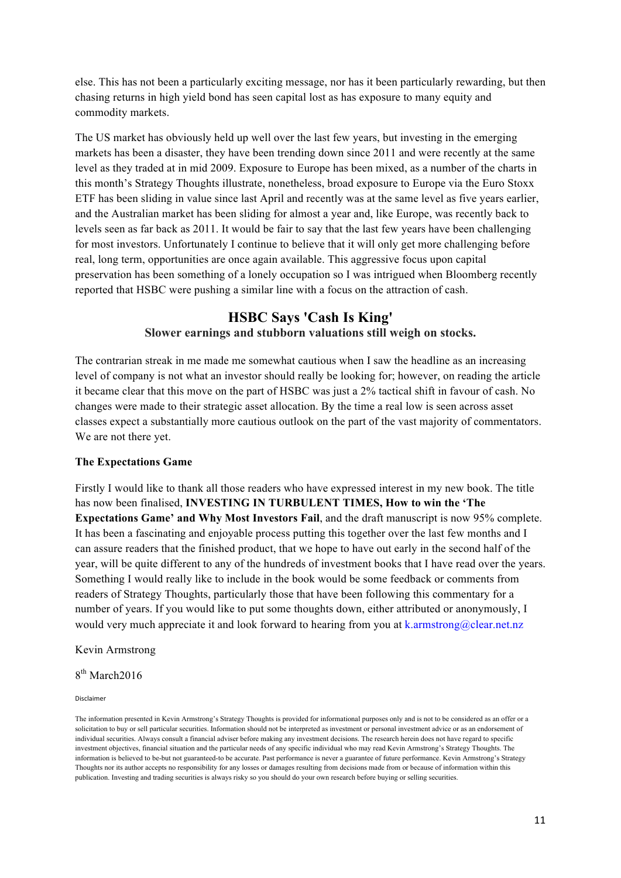else. This has not been a particularly exciting message, nor has it been particularly rewarding, but then chasing returns in high yield bond has seen capital lost as has exposure to many equity and commodity markets.

The US market has obviously held up well over the last few years, but investing in the emerging markets has been a disaster, they have been trending down since 2011 and were recently at the same level as they traded at in mid 2009. Exposure to Europe has been mixed, as a number of the charts in this month's Strategy Thoughts illustrate, nonetheless, broad exposure to Europe via the Euro Stoxx ETF has been sliding in value since last April and recently was at the same level as five years earlier, and the Australian market has been sliding for almost a year and, like Europe, was recently back to levels seen as far back as 2011. It would be fair to say that the last few years have been challenging for most investors. Unfortunately I continue to believe that it will only get more challenging before real, long term, opportunities are once again available. This aggressive focus upon capital preservation has been something of a lonely occupation so I was intrigued when Bloomberg recently reported that HSBC were pushing a similar line with a focus on the attraction of cash.

## HSBC Says 'Cash Is King'

**Slower earnings and stubborn valuations still weigh on stocks.**

The contrarian streak in me made me somewhat cautious when I saw the headline as an increasing level of company is not what an investor should really be looking for; however, on reading the article it became clear that this move on the part of HSBC was just a 2% tactical shift in favour of cash. No changes were made to their strategic asset allocation. By the time a real low is seen across asset classes expect a substantially more cautious outlook on the part of the vast majority of commentators. We are not there yet.

**The Expectations Game**

Firstly I would like to thank all those readers who have expressed interest in my new book. The title has now been finalised, **INVESTING IN TURBULENT TIMES, How to win the 'The Expectations Game' and Why Most Investors Fail**, and the draft manuscript is now 95% complete. It has been a fascinating and enjoyable process putting this together over the last few months and I can assure readers that the finished product, that we hope to have out early in the second half of the year, will be quite different to any of the hundreds of investment books that I have read over the years. Something I would really like to include in the book would be some feedback or comments from readers of Strategy Thoughts, particularly those that have been following this commentary for a number of years. If you would like to put some thoughts down, either attributed or anonymously, I would very much appreciate it and look forward to hearing from you at k.armstrong@clear.net.nz

Kevin Armstrong

8th March2016

Disclaimer

The information presented in Kevin Armstrong's Strategy Thoughts is provided for informational purposes only and is not to be considered as an offer or a solicitation to buy or sell particular securities. Information should not be interpreted as investment or personal investment advice or as an endorsement of individual securities. Always consult a financial adviser before making any investment decisions. The research herein does not have regard to specific investment objectives, financial situation and the particular needs of any specific individual who may read Kevin Armstrong's Strategy Thoughts. The information is believed to be-but not guaranteed-to be accurate. Past performance is never a guarantee of future performance. Kevin Armstrong's Strategy Thoughts nor its author accepts no responsibility for any losses or damages resulting from decisions made from or because of information within this publication. Investing and trading securities is always risky so you should do your own research before buying or selling securities.